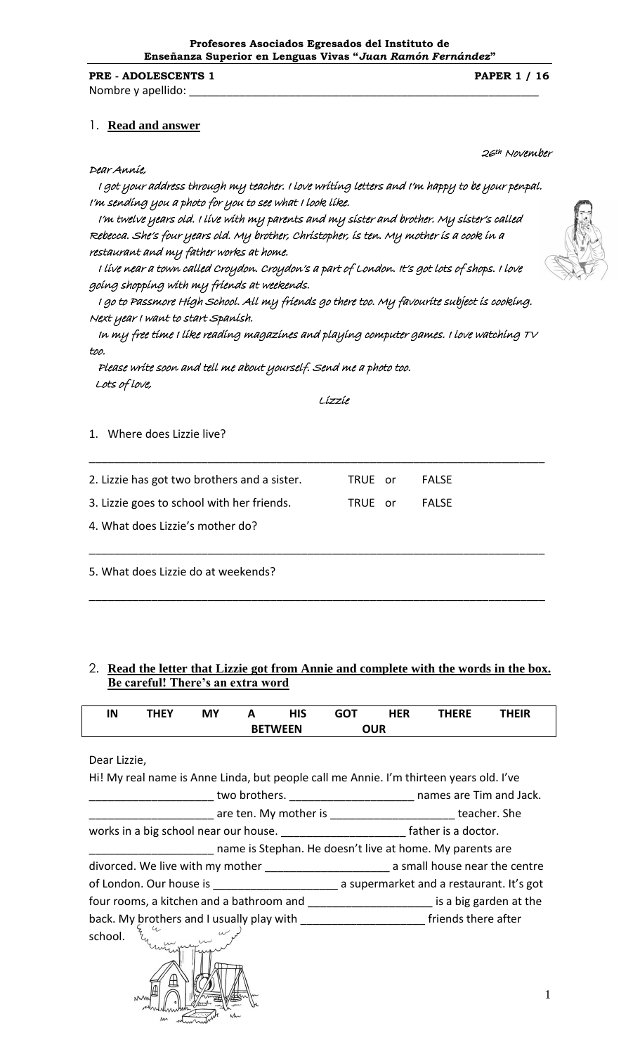**Profesores Asociados Egresados del Instituto de Enseñanza Superior en Lenguas Vivas "*Juan Ramón Fernández*"**

**PRE - ADOLESCENTS 1** **PAPER 1 / 16**

Nombre y apellido: ___________________________________________________________

1. **Read and answer**

*26th November*

*Dear Annie,*

*I got your address through my teacher. I love writing letters and I'm happy to be your penpal. I'm sending you a photo for you to see what I look like.*

*I'm twelve years old. I live with my parents and my sister and brother. My sister's called Rebecca. She's four years old. My brother, Christopher, is ten. My mother is a cook in a restaurant and my father works at home.*

*I live near a town called Croydon. Croydon's a part of London. It's got lots of shops. I love going shopping with my friends at weekends.*

*I go to Passmore High School. All my friends go there too. My favourite subject is cooking. Next year I want to start Spanish.*

*In my free time I like reading magazines and playing computer games. I love watching TV too.*

*Please write soon and tell me about yourself. Send me a photo too.*

*Lots of love,*

*Lizzie*

1. Where does Lizzie live?

___________________________________________________________________________

2. Lizzie has got two brothers and a sister. TRUE or FALSE

3. Lizzie goes to school with her friends. TRUE or FALSE

4. What does Lizzie's mother do?

___________________________________________________________________________

5. What does Lizzie do at weekends?

___________________________________________________________________________

2. **Read the letter that Lizzie got from Annie and complete with the words in the box. Be careful! There's an extra word**

| IN | THEY | MY | A | HIS | GOT | HER | THERE | THEIR |
|---|---|---|---|---|---|---|---|---|
| | | | BETWEEN | | OUR | | | |

Dear Lizzie,

Hi! My real name is Anne Linda, but people call me Annie. I'm thirteen years old. I've ____________________ two brothers. ____________________ names are Tim and Jack. ____________________ are ten. My mother is ____________________ teacher. She works in a big school near our house. ____________________ father is a doctor. ____________________ name is Stephan. He doesn't live at home. My parents are divorced. We live with my mother ____________________ a small house near the centre of London. Our house is ____________________ a supermarket and a restaurant. It's got four rooms, a kitchen and a bathroom and ____________________ is a big garden at the back. My brothers and I usually play with ____________________ friends there after school.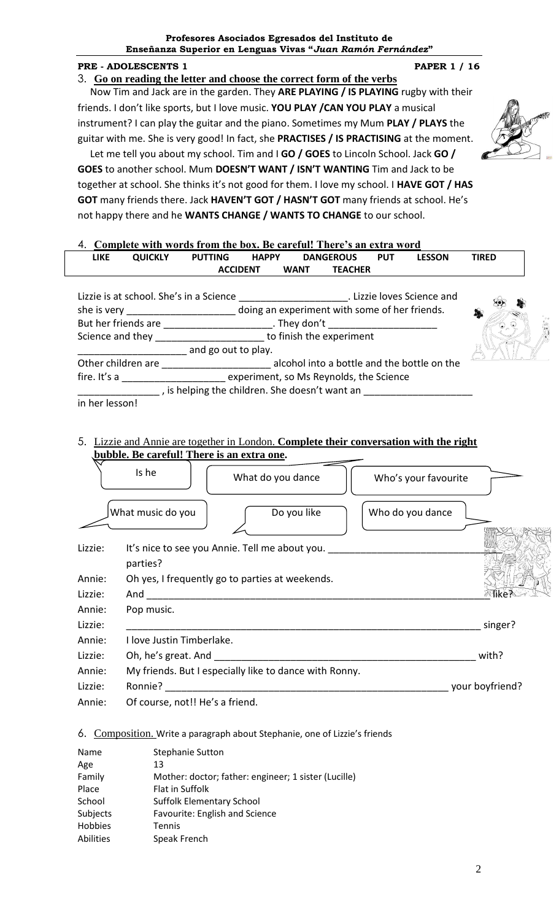**PRE - ADOLESCENTS 1** **PAPER 1 / 16**

3. **Go on reading the letter and choose the correct form of the verbs**

Now Tim and Jack are in the garden. They **ARE PLAYING / IS PLAYING** rugby with their friends. I don't like sports, but I love music. **YOU PLAY /CAN YOU PLAY** a musical instrument? I can play the guitar and the piano. Sometimes my Mum **PLAY / PLAYS** the guitar with me. She is very good! In fact, she **PRACTISES / IS PRACTISING** at the moment.

Let me tell you about my school. Tim and I **GO / GOES** to Lincoln School. Jack **GO / GOES** to another school. Mum **DOESN'T WANT / ISN'T WANTING** Tim and Jack to be together at school. She thinks it's not good for them. I love my school. I **HAVE GOT / HAS GOT** many friends there. Jack **HAVEN'T GOT / HASN'T GOT** many friends at school. He's not happy there and he **WANTS CHANGE / WANTS TO CHANGE** to our school.

4. **Complete with words from the box. Be careful! There's an extra word**

| | | | | | | | |
|---|---|---|---|---|---|---|---|
| LIKE | QUICKLY | PUTTING | HAPPY | DANGEROUS | PUT | LESSON | TIRED |
| | | ACCIDENT | WANT | TEACHER | | | |

Lizzie is at school. She's in a Science ____________________. Lizzie loves Science and she is very ____________________ doing an experiment with some of her friends. But her friends are ____________________. They don't ____________________ Science and they ____________________ to finish the experiment ____________________ and go out to play. Other children are ____________________ alcohol into a bottle and the bottle on the fire. It's a ____________________ experiment, so Ms Reynolds, the Science _______________ , is helping the children. She doesn't want an ____________________ in her lesson!

5. Lizzie and Annie are together in London. **Complete their conversation with the right bubble. Be careful! There is an extra one.**

Is he | What do you dance | Who's your favourite | What music do you | Do you like | Who do you dance

Lizzie: It's nice to see you Annie. Tell me about you. ______________________________ parties?

Annie: Oh yes, I frequently go to parties at weekends.

Lizzie: And ______________________________________________________________ like?

Annie: Pop music.

Lizzie: ______________________________________________________________ singer?

Annie: I love Justin Timberlake.

Lizzie: Oh, he's great. And ________________________________________________ with?

Annie: My friends. But I especially like to dance with Ronny.

Lizzie: Ronnie? ____________________________________________________ your boyfriend?

Annie: Of course, not!! He's a friend.

6. Composition. Write a paragraph about Stephanie, one of Lizzie's friends

| | |
|---|---|
| Name | Stephanie Sutton |
| Age | 13 |
| Family | Mother: doctor; father: engineer; 1 sister (Lucille) |
| Place | Flat in Suffolk |
| School | Suffolk Elementary School |
| Subjects | Favourite: English and Science |
| Hobbies | Tennis |
| Abilities | Speak French |